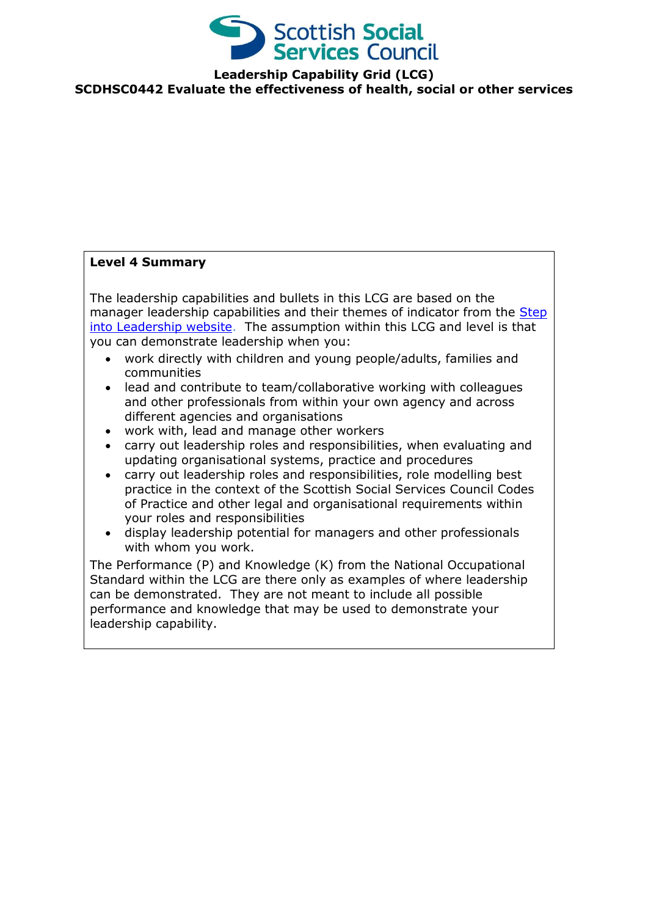# Leadership Capability Grid (LCG)

## SCDHSC0442 Evaluate the effectiveness of health, social or other services

**Level 4 Summary**

The leadership capabilities and bullets in this LCG are based on the manager leadership capabilities and their themes of indicator from the [Step into Leadership website](). The assumption within this LCG and level is that you can demonstrate leadership when you:

- work directly with children and young people/adults, families and communities
- lead and contribute to team/collaborative working with colleagues and other professionals from within your own agency and across different agencies and organisations
- work with, lead and manage other workers
- carry out leadership roles and responsibilities, when evaluating and updating organisational systems, practice and procedures
- carry out leadership roles and responsibilities, role modelling best practice in the context of the Scottish Social Services Council Codes of Practice and other legal and organisational requirements within your roles and responsibilities
- display leadership potential for managers and other professionals with whom you work.

The Performance (P) and Knowledge (K) from the National Occupational Standard within the LCG are there only as examples of where leadership can be demonstrated. They are not meant to include all possible performance and knowledge that may be used to demonstrate your leadership capability.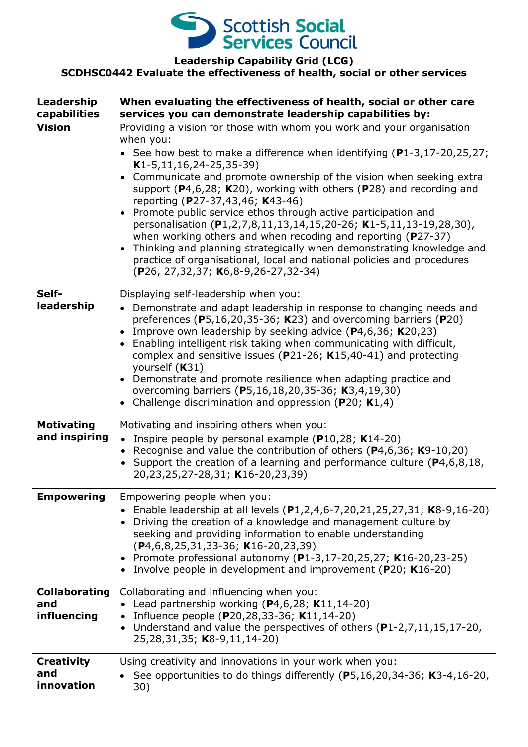**Leadership Capability Grid (LCG)**
**SCDHSC0442 Evaluate the effectiveness of health, social or other services**

| Leadership capabilities | When evaluating the effectiveness of health, social or other care services you can demonstrate leadership capabilities by: |
|---|---|
| **Vision** | Providing a vision for those with whom you work and your organisation when you:<br>• See how best to make a difference when identifying (**P**1-3,17-20,25,27; **K**1-5,11,16,24-25,35-39)<br>• Communicate and promote ownership of the vision when seeking extra support (**P**4,6,28; **K**20), working with others (**P**28) and recording and reporting (**P**27-37,43,46; **K**43-46)<br>• Promote public service ethos through active participation and personalisation (**P**1,2,7,8,11,13,14,15,20-26; **K**1-5,11,13-19,28,30), when working others and when recoding and reporting (**P**27-37)<br>• Thinking and planning strategically when demonstrating knowledge and practice of organisational, local and national policies and procedures (**P**26, 27,32,37; **K**6,8-9,26-27,32-34) |
| **Self-leadership** | Displaying self-leadership when you:<br>• Demonstrate and adapt leadership in response to changing needs and preferences (**P**5,16,20,35-36; **K**23) and overcoming barriers (**P**20)<br>• Improve own leadership by seeking advice (**P**4,6,36; **K**20,23)<br>• Enabling intelligent risk taking when communicating with difficult, complex and sensitive issues (**P**21-26; **K**15,40-41) and protecting yourself (**K**31)<br>• Demonstrate and promote resilience when adapting practice and overcoming barriers (**P**5,16,18,20,35-36; **K**3,4,19,30)<br>• Challenge discrimination and oppression (**P**20; **K**1,4) |
| **Motivating and inspiring** | Motivating and inspiring others when you:<br>• Inspire people by personal example (**P**10,28; **K**14-20)<br>• Recognise and value the contribution of others (**P**4,6,36; **K**9-10,20)<br>• Support the creation of a learning and performance culture (**P**4,6,8,18, 20,23,25,27-28,31; **K**16-20,23,39) |
| **Empowering** | Empowering people when you:<br>• Enable leadership at all levels (**P**1,2,4,6-7,20,21,25,27,31; **K**8-9,16-20)<br>• Driving the creation of a knowledge and management culture by seeking and providing information to enable understanding (**P**4,6,8,25,31,33-36; **K**16-20,23,39)<br>• Promote professional autonomy (**P**1-3,17-20,25,27; **K**16-20,23-25)<br>• Involve people in development and improvement (**P**20; **K**16-20) |
| **Collaborating and influencing** | Collaborating and influencing when you:<br>• Lead partnership working (**P**4,6,28; **K**11,14-20)<br>• Influence people (**P**20,28,33-36; **K**11,14-20)<br>• Understand and value the perspectives of others (**P**1-2,7,11,15,17-20, 25,28,31,35; **K**8-9,11,14-20) |
| **Creativity and innovation** | Using creativity and innovations in your work when you:<br>• See opportunities to do things differently (**P**5,16,20,34-36; **K**3-4,16-20, 30) |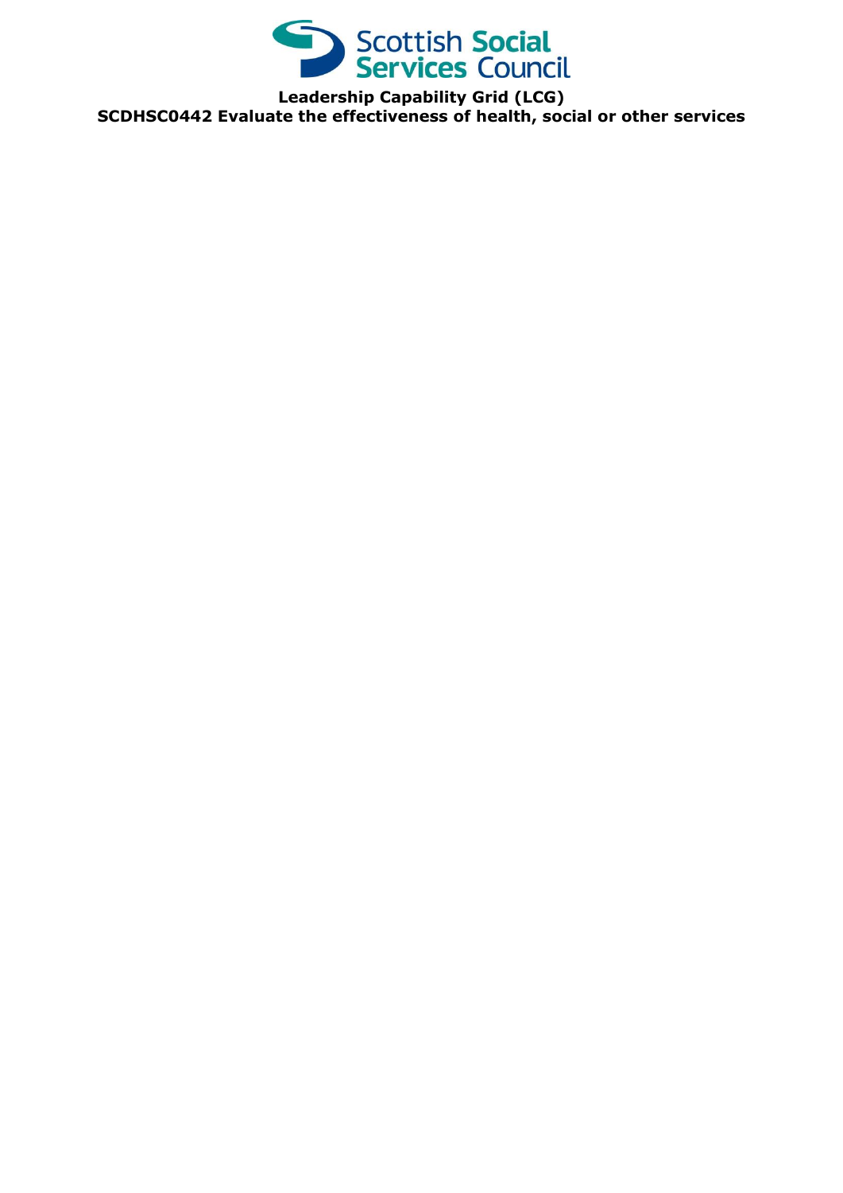**Leadership Capability Grid (LCG)**

**SCDHSC0442 Evaluate the effectiveness of health, social or other services**